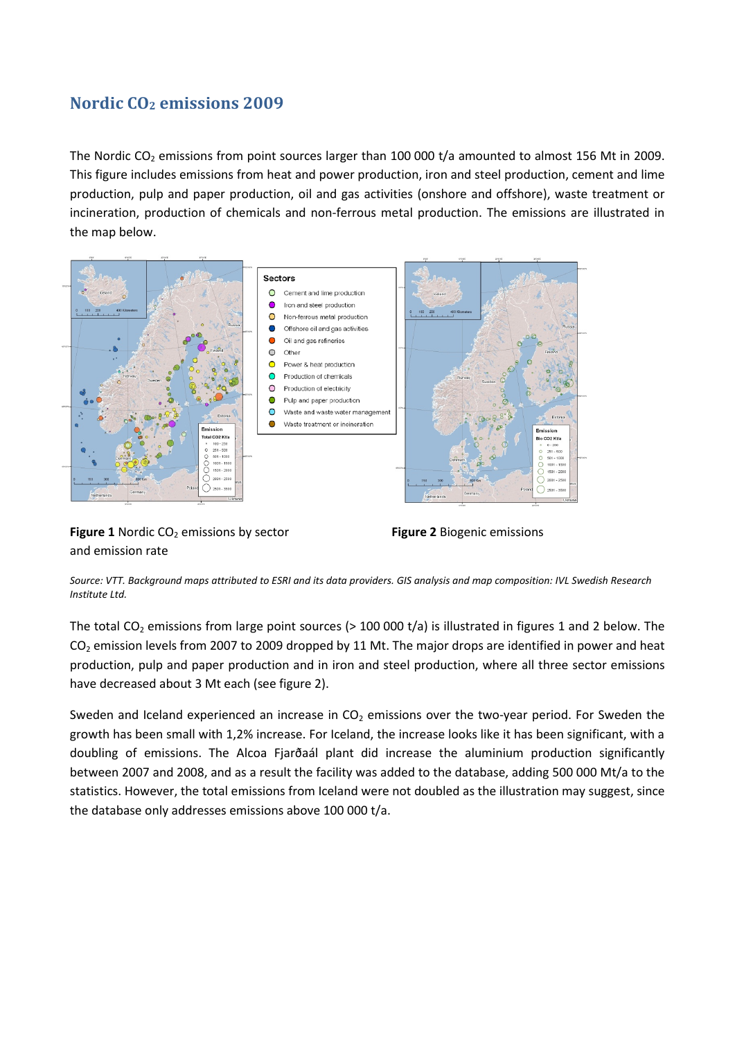# Nordic $CO_2$ emissions 2009

The Nordic $CO_2$ emissions from point sources larger than 100 000 t/a amounted to almost 156 Mt in 2009. This figure includes emissions from heat and power production, iron and steel production, cement and lime production, pulp and paper production, oil and gas activities (onshore and offshore), waste treatment or incineration, production of chemicals and non-ferrous metal production. The emissions are illustrated in the map below.

**Figure 1** Nordic $CO_2$ emissions by sector and emission rate

**Figure 2** Biogenic emissions

*Source: VTT. Background maps attributed to ESRI and its data providers. GIS analysis and map composition: IVL Swedish Research Institute Ltd.*

The total $CO_2$ emissions from large point sources (> 100 000 t/a) is illustrated in figures 1 and 2 below. The $CO_2$ emission levels from 2007 to 2009 dropped by 11 Mt. The major drops are identified in power and heat production, pulp and paper production and in iron and steel production, where all three sector emissions have decreased about 3 Mt each (see figure 2).

Sweden and Iceland experienced an increase in $CO_2$ emissions over the two-year period. For Sweden the growth has been small with 1,2% increase. For Iceland, the increase looks like it has been significant, with a doubling of emissions. The Alcoa Fjarðaál plant did increase the aluminium production significantly between 2007 and 2008, and as a result the facility was added to the database, adding 500 000 Mt/a to the statistics. However, the total emissions from Iceland were not doubled as the illustration may suggest, since the database only addresses emissions above 100 000 t/a.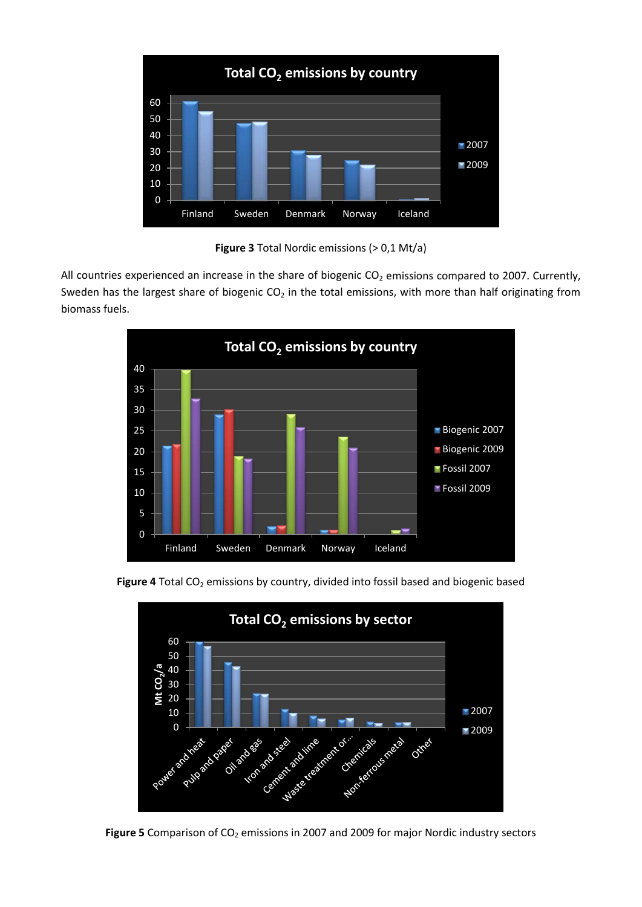**Figure 3** Total Nordic emissions (> 0,1 Mt/a)

All countries experienced an increase in the share of biogenic $CO_2$ emissions compared to 2007. Currently, Sweden has the largest share of biogenic $CO_2$ in the total emissions, with more than half originating from biomass fuels.

**Figure 4** Total $CO_2$ emissions by country, divided into fossil based and biogenic based

**Figure 5** Comparison of $CO_2$ emissions in 2007 and 2009 for major Nordic industry sectors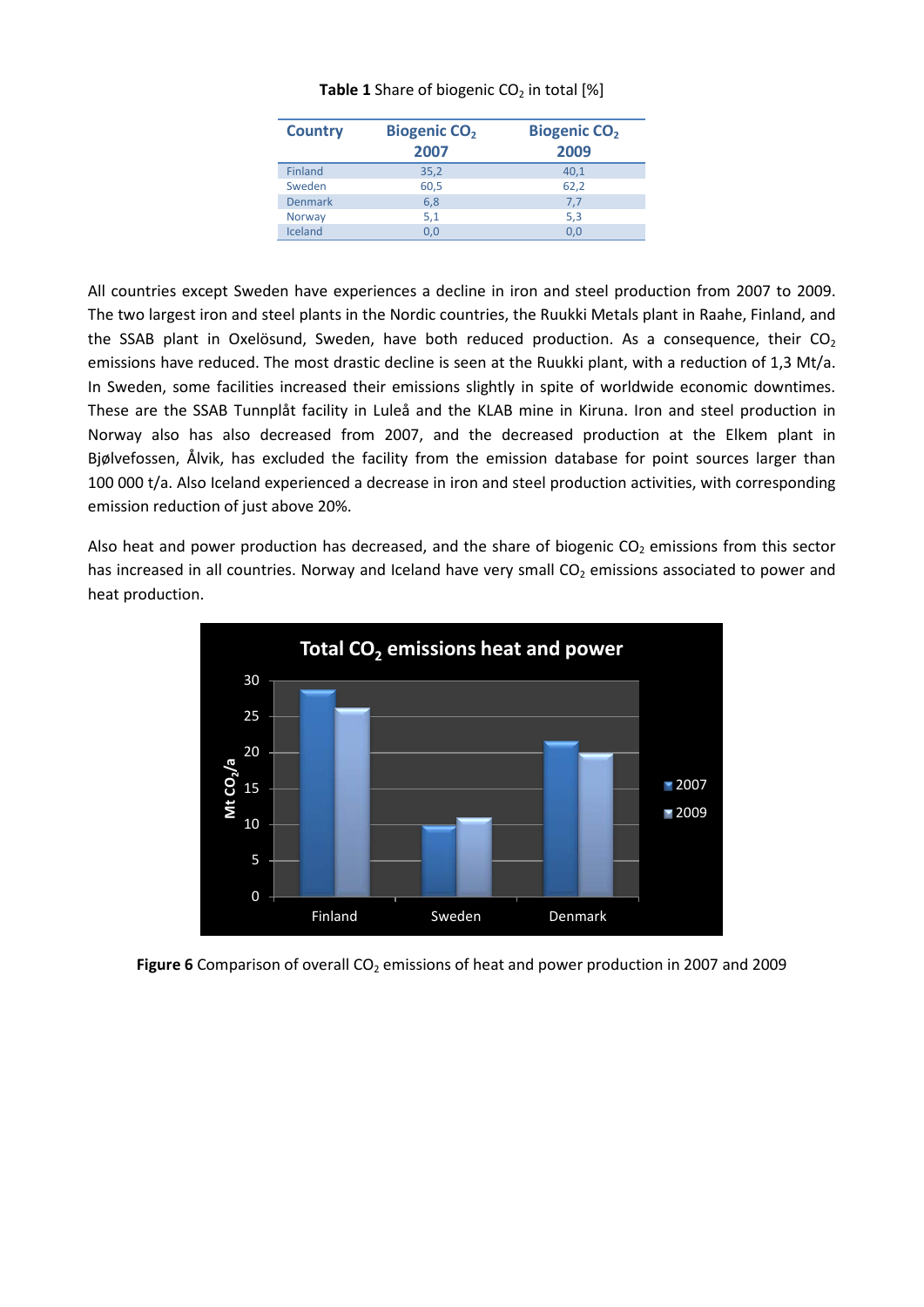**Table 1** Share of biogenic $CO_2$ in total [%]

| Country | Biogenic $CO_2$ 2007 | Biogenic $CO_2$ 2009 |
|---|---|---|
| Finland | 35,2 | 40,1 |
| Sweden | 60,5 | 62,2 |
| Denmark | 6,8 | 7,7 |
| Norway | 5,1 | 5,3 |
| Iceland | 0,0 | 0,0 |

All countries except Sweden have experiences a decline in iron and steel production from 2007 to 2009. The two largest iron and steel plants in the Nordic countries, the Ruukki Metals plant in Raahe, Finland, and the SSAB plant in Oxelösund, Sweden, have both reduced production. As a consequence, their $CO_2$ emissions have reduced. The most drastic decline is seen at the Ruukki plant, with a reduction of 1,3 Mt/a. In Sweden, some facilities increased their emissions slightly in spite of worldwide economic downtimes. These are the SSAB Tunnplåt facility in Luleå and the KLAB mine in Kiruna. Iron and steel production in Norway also has also decreased from 2007, and the decreased production at the Elkem plant in Bjølvefossen, Ålvik, has excluded the facility from the emission database for point sources larger than 100 000 t/a. Also Iceland experienced a decrease in iron and steel production activities, with corresponding emission reduction of just above 20%.

Also heat and power production has decreased, and the share of biogenic $CO_2$ emissions from this sector has increased in all countries. Norway and Iceland have very small $CO_2$ emissions associated to power and heat production.

**Figure 6** Comparison of overall $CO_2$ emissions of heat and power production in 2007 and 2009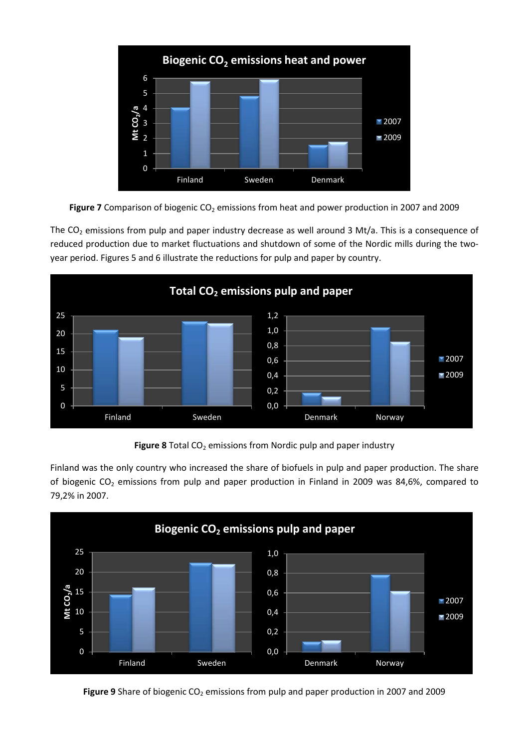**Figure 7** Comparison of biogenic $CO_2$ emissions from heat and power production in 2007 and 2009

The $CO_2$ emissions from pulp and paper industry decrease as well around 3 Mt/a. This is a consequence of reduced production due to market fluctuations and shutdown of some of the Nordic mills during the two-year period. Figures 5 and 6 illustrate the reductions for pulp and paper by country.

**Figure 8** Total $CO_2$ emissions from Nordic pulp and paper industry

Finland was the only country who increased the share of biofuels in pulp and paper production. The share of biogenic $CO_2$ emissions from pulp and paper production in Finland in 2009 was 84,6%, compared to 79,2% in 2007.

**Figure 9** Share of biogenic $CO_2$ emissions from pulp and paper production in 2007 and 2009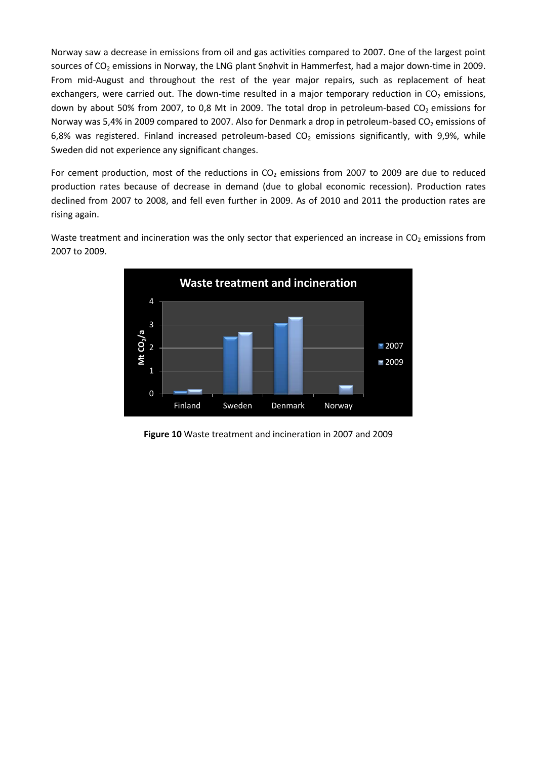Norway saw a decrease in emissions from oil and gas activities compared to 2007. One of the largest point sources of $CO_2$ emissions in Norway, the LNG plant Snøhvit in Hammerfest, had a major down-time in 2009. From mid-August and throughout the rest of the year major repairs, such as replacement of heat exchangers, were carried out. The down-time resulted in a major temporary reduction in $CO_2$ emissions, down by about 50% from 2007, to 0,8 Mt in 2009. The total drop in petroleum-based $CO_2$ emissions for Norway was 5,4% in 2009 compared to 2007. Also for Denmark a drop in petroleum-based $CO_2$ emissions of 6,8% was registered. Finland increased petroleum-based $CO_2$ emissions significantly, with 9,9%, while Sweden did not experience any significant changes.

For cement production, most of the reductions in $CO_2$ emissions from 2007 to 2009 are due to reduced production rates because of decrease in demand (due to global economic recession). Production rates declined from 2007 to 2008, and fell even further in 2009. As of 2010 and 2011 the production rates are rising again.

Waste treatment and incineration was the only sector that experienced an increase in $CO_2$ emissions from 2007 to 2009.

Waste treatment and incineration

Mt $CO_2$/a

0
1
2
3
4

Finland
Sweden
Denmark
Norway

2007
2009

**Figure 10** Waste treatment and incineration in 2007 and 2009